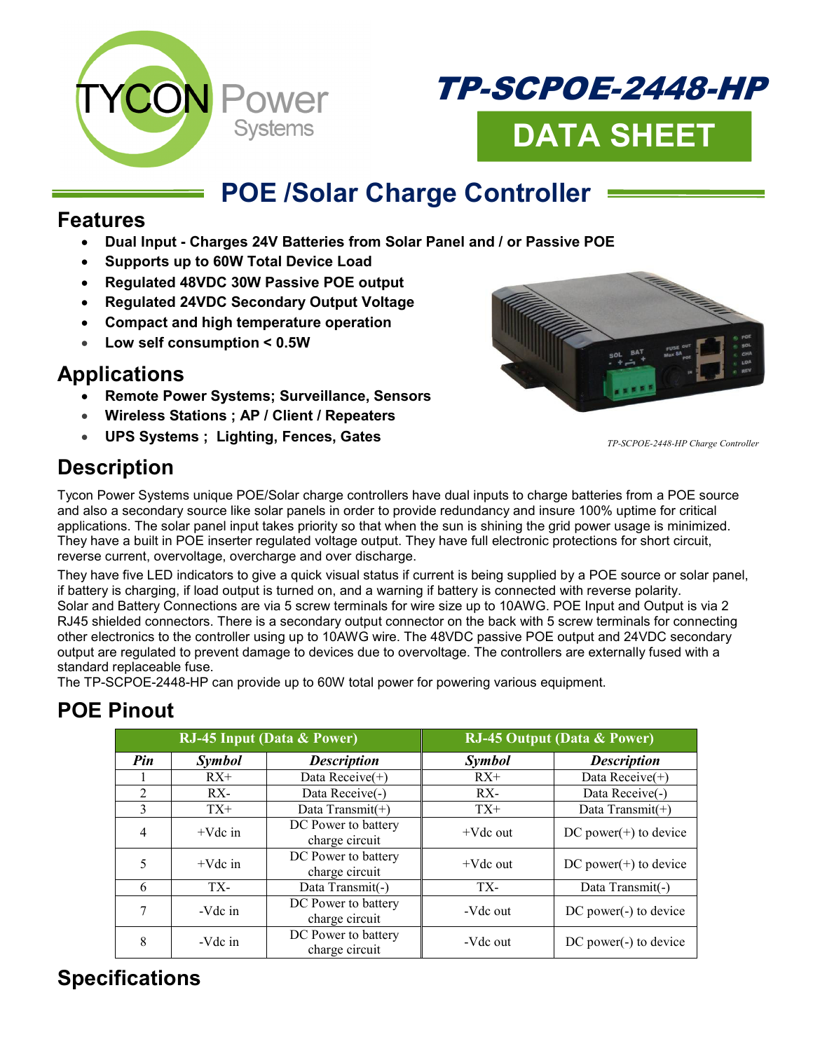# TP-SCPOE-2448-HP

## DATA SHEET

# POE /Solar Charge Controller

## Features

- **Dual Input - Charges 24V Batteries from Solar Panel and / or Passive POE**
- **Supports up to 60W Total Device Load**
- **Regulated 48VDC 30W Passive POE output**
- **Regulated 24VDC Secondary Output Voltage**
- **Compact and high temperature operation**
- **Low self consumption < 0.5W**

## Applications

- **Remote Power Systems; Surveillance, Sensors**
- **Wireless Stations ; AP / Client / Repeaters**
- **UPS Systems ; Lighting, Fences, Gates**

*TP-SCPOE-2448-HP Charge Controller*

## Description

Tycon Power Systems unique POE/Solar charge controllers have dual inputs to charge batteries from a POE source and also a secondary source like solar panels in order to provide redundancy and insure 100% uptime for critical applications. The solar panel input takes priority so that when the sun is shining the grid power usage is minimized. They have a built in POE inserter regulated voltage output. They have full electronic protections for short circuit, reverse current, overvoltage, overcharge and over discharge.

They have five LED indicators to give a quick visual status if current is being supplied by a POE source or solar panel, if battery is charging, if load output is turned on, and a warning if battery is connected with reverse polarity.
Solar and Battery Connections are via 5 screw terminals for wire size up to 10AWG. POE Input and Output is via 2 RJ45 shielded connectors. There is a secondary output connector on the back with 5 screw terminals for connecting other electronics to the controller using up to 10AWG wire. The 48VDC passive POE output and 24VDC secondary output are regulated to prevent damage to devices due to overvoltage. The controllers are externally fused with a standard replaceable fuse.
The TP-SCPOE-2448-HP can provide up to 60W total power for powering various equipment.

## POE Pinout

| RJ-45 Input (Data & Power) | | | RJ-45 Output (Data & Power) | |
|---|---|---|---|---|
| ***Pin*** | ***Symbol*** | ***Description*** | ***Symbol*** | ***Description*** |
| 1 | RX+ | Data Receive(+) | RX+ | Data Receive(+) |
| 2 | RX- | Data Receive(-) | RX- | Data Receive(-) |
| 3 | TX+ | Data Transmit(+) | TX+ | Data Transmit(+) |
| 4 | +Vdc in | DC Power to battery charge circuit | +Vdc out | DC power(+) to device |
| 5 | +Vdc in | DC Power to battery charge circuit | +Vdc out | DC power(+) to device |
| 6 | TX- | Data Transmit(-) | TX- | Data Transmit(-) |
| 7 | -Vdc in | DC Power to battery charge circuit | -Vdc out | DC power(-) to device |
| 8 | -Vdc in | DC Power to battery charge circuit | -Vdc out | DC power(-) to device |

## Specifications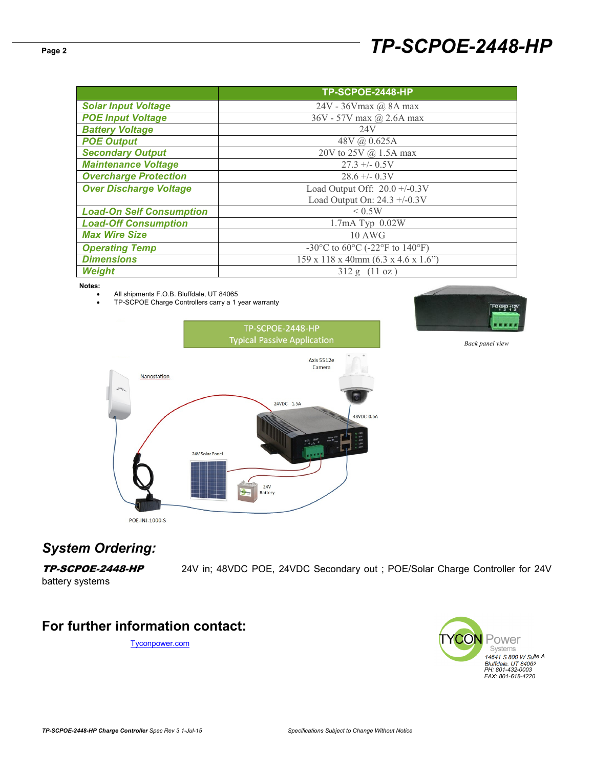| | TP-SCPOE-2448-HP |
|---|---|
| ***Solar Input Voltage*** | 24V - 36Vmax @ 8A max |
| ***POE Input Voltage*** | 36V - 57V max @ 2.6A max |
| ***Battery Voltage*** | 24V |
| ***POE Output*** | 48V @ 0.625A |
| ***Secondary Output*** | 20V to 25V @ 1.5A max |
| ***Maintenance Voltage*** | 27.3 +/- 0.5V |
| ***Overcharge Protection*** | 28.6 +/- 0.3V |
| ***Over Discharge Voltage*** | Load Output Off: 20.0 +/-0.3V<br>Load Output On: 24.3 +/-0.3V |
| ***Load-On Self Consumption*** | < 0.5W |
| ***Load-Off Consumption*** | 1.7mA Typ 0.02W |
| ***Max Wire Size*** | 10 AWG |
| ***Operating Temp*** | -30°C to 60°C (-22°F to 140°F) |
| ***Dimensions*** | 159 x 118 x 40mm (6.3 x 4.6 x 1.6") |
| ***Weight*** | 312 g (11 oz ) |

**Notes:**

- All shipments F.O.B. Bluffdale, UT 84065
- TP-SCPOE Charge Controllers carry a 1 year warranty

FG GND +12V
1 2 1 2

*Back panel view*

TP-SCPOE-2448-HP
Typical Passive Application

Nanostation
Axis 5512e Camera
24VDC 1.5A
48VDC 0.6A
24V Solar Panel
24V Battery
POE-INJ-1000-S

## *System Ordering:*

***TP-SCPOE-2448-HP*** 24V in; 48VDC POE, 24VDC Secondary out ; POE/Solar Charge Controller for 24V battery systems

## For further information contact:

[Tyconpower.com](Tyconpower.com)

TYCON Power Systems
*14641 S 800 W Suite A*
*Bluffdale, UT 84065*
*PH: 801-432-0003*
*FAX: 801-618-4220*

***TP-SCPOE-2448-HP Charge Controller*** *Spec Rev 3 1-Jul-15*

*Specifications Subject to Change Without Notice*